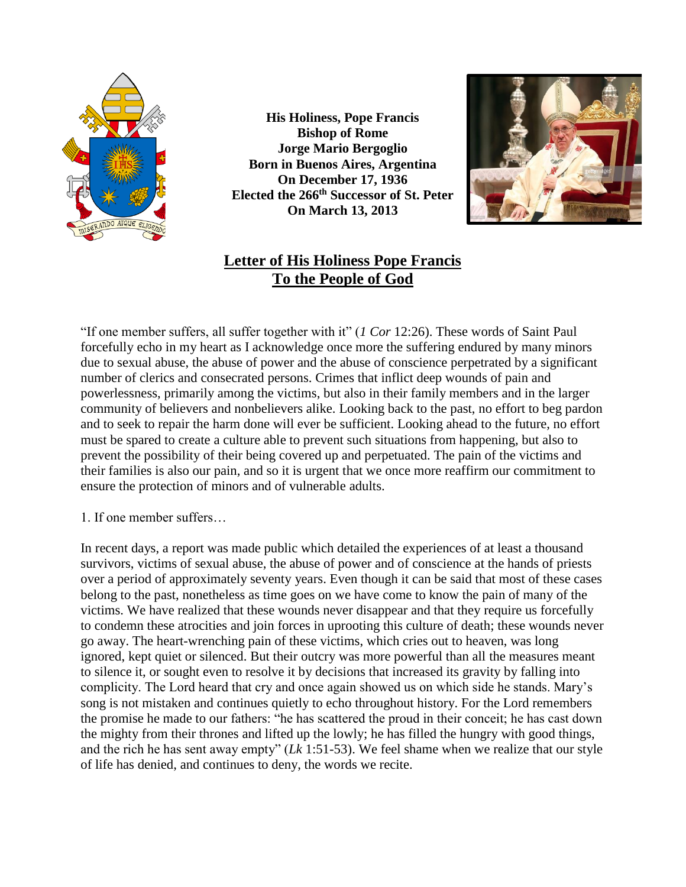**His Holiness, Pope Francis**
**Bishop of Rome**
**Jorge Mario Bergoglio**
**Born in Buenos Aires, Argentina**
**On December 17, 1936**
**Elected the 266th Successor of St. Peter**
**On March 13, 2013**

# Letter of His Holiness Pope Francis To the People of God

"If one member suffers, all suffer together with it" (*1 Cor* 12:26). These words of Saint Paul forcefully echo in my heart as I acknowledge once more the suffering endured by many minors due to sexual abuse, the abuse of power and the abuse of conscience perpetrated by a significant number of clerics and consecrated persons. Crimes that inflict deep wounds of pain and powerlessness, primarily among the victims, but also in their family members and in the larger community of believers and nonbelievers alike. Looking back to the past, no effort to beg pardon and to seek to repair the harm done will ever be sufficient. Looking ahead to the future, no effort must be spared to create a culture able to prevent such situations from happening, but also to prevent the possibility of their being covered up and perpetuated. The pain of the victims and their families is also our pain, and so it is urgent that we once more reaffirm our commitment to ensure the protection of minors and of vulnerable adults.

1. If one member suffers…

In recent days, a report was made public which detailed the experiences of at least a thousand survivors, victims of sexual abuse, the abuse of power and of conscience at the hands of priests over a period of approximately seventy years. Even though it can be said that most of these cases belong to the past, nonetheless as time goes on we have come to know the pain of many of the victims. We have realized that these wounds never disappear and that they require us forcefully to condemn these atrocities and join forces in uprooting this culture of death; these wounds never go away. The heart-wrenching pain of these victims, which cries out to heaven, was long ignored, kept quiet or silenced. But their outcry was more powerful than all the measures meant to silence it, or sought even to resolve it by decisions that increased its gravity by falling into complicity. The Lord heard that cry and once again showed us on which side he stands. Mary's song is not mistaken and continues quietly to echo throughout history. For the Lord remembers the promise he made to our fathers: "he has scattered the proud in their conceit; he has cast down the mighty from their thrones and lifted up the lowly; he has filled the hungry with good things, and the rich he has sent away empty" (*Lk* 1:51-53). We feel shame when we realize that our style of life has denied, and continues to deny, the words we recite.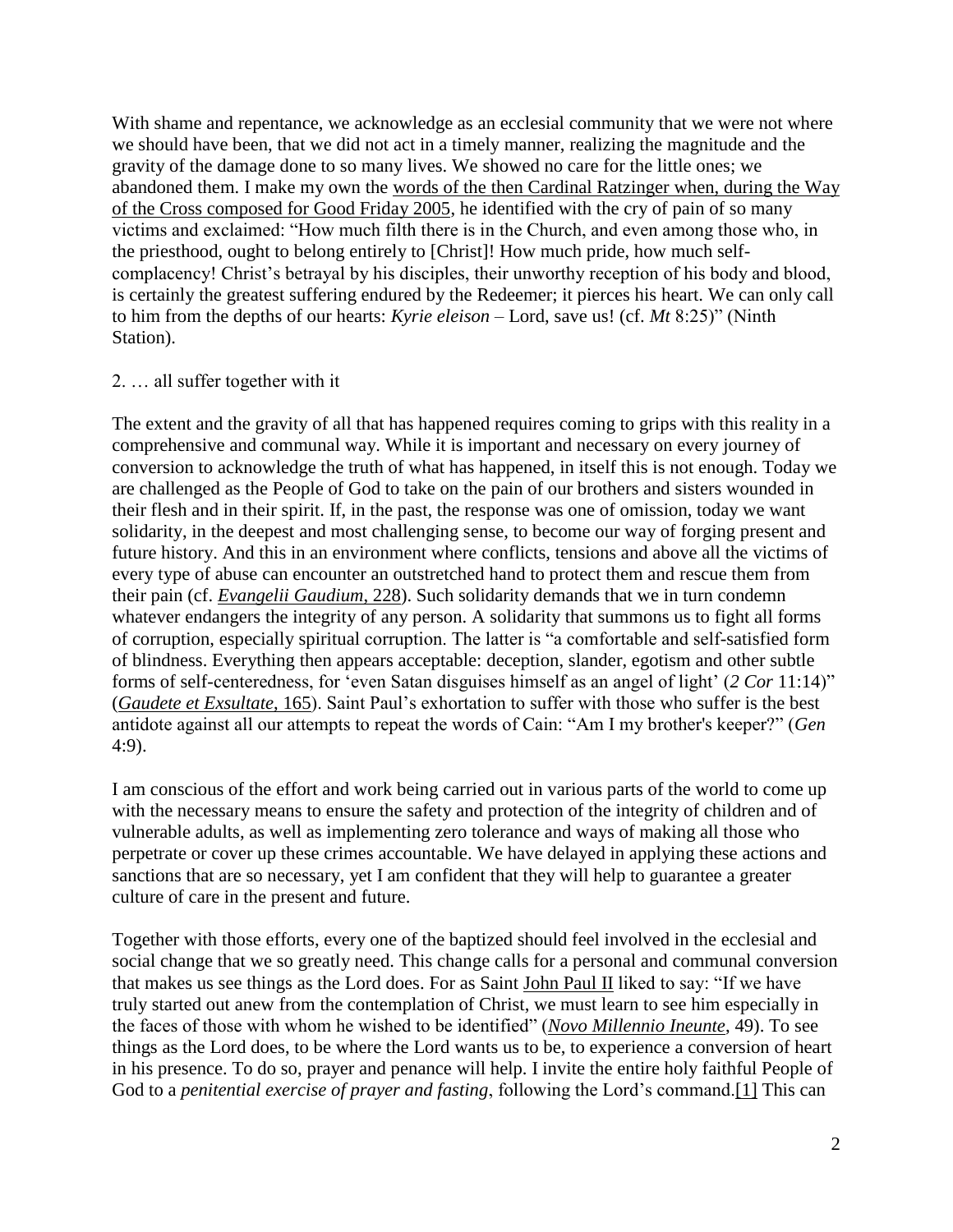With shame and repentance, we acknowledge as an ecclesial community that we were not where we should have been, that we did not act in a timely manner, realizing the magnitude and the gravity of the damage done to so many lives. We showed no care for the little ones; we abandoned them. I make my own the words of the then Cardinal Ratzinger when, during the Way of the Cross composed for Good Friday 2005, he identified with the cry of pain of so many victims and exclaimed: "How much filth there is in the Church, and even among those who, in the priesthood, ought to belong entirely to [Christ]! How much pride, how much self-complacency! Christ's betrayal by his disciples, their unworthy reception of his body and blood, is certainly the greatest suffering endured by the Redeemer; it pierces his heart. We can only call to him from the depths of our hearts: *Kyrie eleison* – Lord, save us! (cf. *Mt* 8:25)" (Ninth Station).

## 2. … all suffer together with it

The extent and the gravity of all that has happened requires coming to grips with this reality in a comprehensive and communal way. While it is important and necessary on every journey of conversion to acknowledge the truth of what has happened, in itself this is not enough. Today we are challenged as the People of God to take on the pain of our brothers and sisters wounded in their flesh and in their spirit. If, in the past, the response was one of omission, today we want solidarity, in the deepest and most challenging sense, to become our way of forging present and future history. And this in an environment where conflicts, tensions and above all the victims of every type of abuse can encounter an outstretched hand to protect them and rescue them from their pain (cf. *Evangelii Gaudium*, 228). Such solidarity demands that we in turn condemn whatever endangers the integrity of any person. A solidarity that summons us to fight all forms of corruption, especially spiritual corruption. The latter is "a comfortable and self-satisfied form of blindness. Everything then appears acceptable: deception, slander, egotism and other subtle forms of self-centeredness, for 'even Satan disguises himself as an angel of light' (*2 Cor* 11:14)" (*Gaudete et Exsultate*, 165). Saint Paul's exhortation to suffer with those who suffer is the best antidote against all our attempts to repeat the words of Cain: "Am I my brother's keeper?" (*Gen* 4:9).

I am conscious of the effort and work being carried out in various parts of the world to come up with the necessary means to ensure the safety and protection of the integrity of children and of vulnerable adults, as well as implementing zero tolerance and ways of making all those who perpetrate or cover up these crimes accountable. We have delayed in applying these actions and sanctions that are so necessary, yet I am confident that they will help to guarantee a greater culture of care in the present and future.

Together with those efforts, every one of the baptized should feel involved in the ecclesial and social change that we so greatly need. This change calls for a personal and communal conversion that makes us see things as the Lord does. For as Saint John Paul II liked to say: "If we have truly started out anew from the contemplation of Christ, we must learn to see him especially in the faces of those with whom he wished to be identified" (*Novo Millennio Ineunte*, 49). To see things as the Lord does, to be where the Lord wants us to be, to experience a conversion of heart in his presence. To do so, prayer and penance will help. I invite the entire holy faithful People of God to a *penitential exercise of prayer and fasting*, following the Lord's command.[1] This can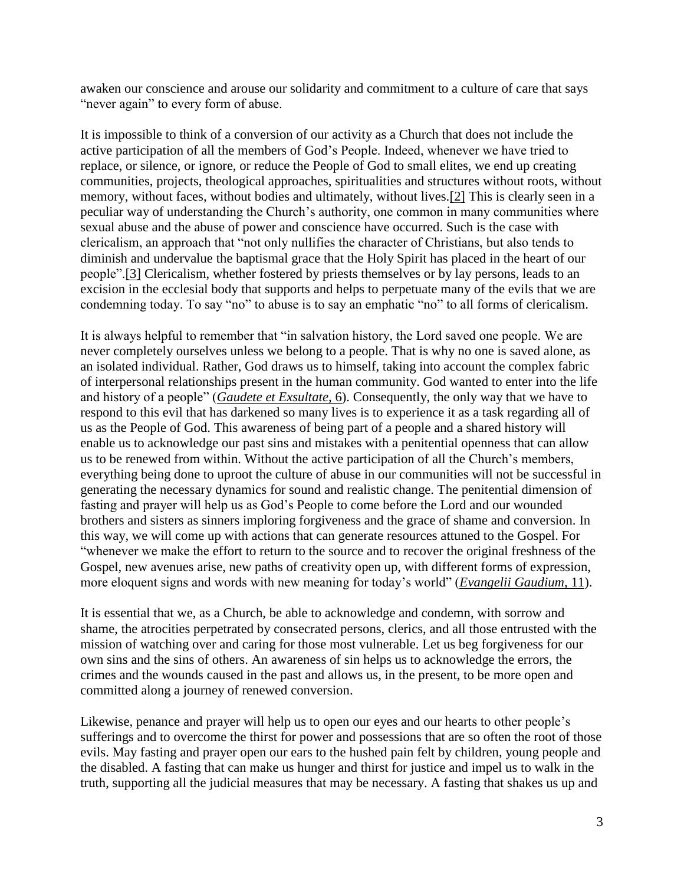awaken our conscience and arouse our solidarity and commitment to a culture of care that says "never again" to every form of abuse.

It is impossible to think of a conversion of our activity as a Church that does not include the active participation of all the members of God's People. Indeed, whenever we have tried to replace, or silence, or ignore, or reduce the People of God to small elites, we end up creating communities, projects, theological approaches, spiritualities and structures without roots, without memory, without faces, without bodies and ultimately, without lives.[2] This is clearly seen in a peculiar way of understanding the Church's authority, one common in many communities where sexual abuse and the abuse of power and conscience have occurred. Such is the case with clericalism, an approach that "not only nullifies the character of Christians, but also tends to diminish and undervalue the baptismal grace that the Holy Spirit has placed in the heart of our people".[3] Clericalism, whether fostered by priests themselves or by lay persons, leads to an excision in the ecclesial body that supports and helps to perpetuate many of the evils that we are condemning today. To say "no" to abuse is to say an emphatic "no" to all forms of clericalism.

It is always helpful to remember that "in salvation history, the Lord saved one people. We are never completely ourselves unless we belong to a people. That is why no one is saved alone, as an isolated individual. Rather, God draws us to himself, taking into account the complex fabric of interpersonal relationships present in the human community. God wanted to enter into the life and history of a people" (*Gaudete et Exsultate*, 6). Consequently, the only way that we have to respond to this evil that has darkened so many lives is to experience it as a task regarding all of us as the People of God. This awareness of being part of a people and a shared history will enable us to acknowledge our past sins and mistakes with a penitential openness that can allow us to be renewed from within. Without the active participation of all the Church's members, everything being done to uproot the culture of abuse in our communities will not be successful in generating the necessary dynamics for sound and realistic change. The penitential dimension of fasting and prayer will help us as God's People to come before the Lord and our wounded brothers and sisters as sinners imploring forgiveness and the grace of shame and conversion. In this way, we will come up with actions that can generate resources attuned to the Gospel. For "whenever we make the effort to return to the source and to recover the original freshness of the Gospel, new avenues arise, new paths of creativity open up, with different forms of expression, more eloquent signs and words with new meaning for today's world" (*Evangelii Gaudium*, 11).

It is essential that we, as a Church, be able to acknowledge and condemn, with sorrow and shame, the atrocities perpetrated by consecrated persons, clerics, and all those entrusted with the mission of watching over and caring for those most vulnerable. Let us beg forgiveness for our own sins and the sins of others. An awareness of sin helps us to acknowledge the errors, the crimes and the wounds caused in the past and allows us, in the present, to be more open and committed along a journey of renewed conversion.

Likewise, penance and prayer will help us to open our eyes and our hearts to other people's sufferings and to overcome the thirst for power and possessions that are so often the root of those evils. May fasting and prayer open our ears to the hushed pain felt by children, young people and the disabled. A fasting that can make us hunger and thirst for justice and impel us to walk in the truth, supporting all the judicial measures that may be necessary. A fasting that shakes us up and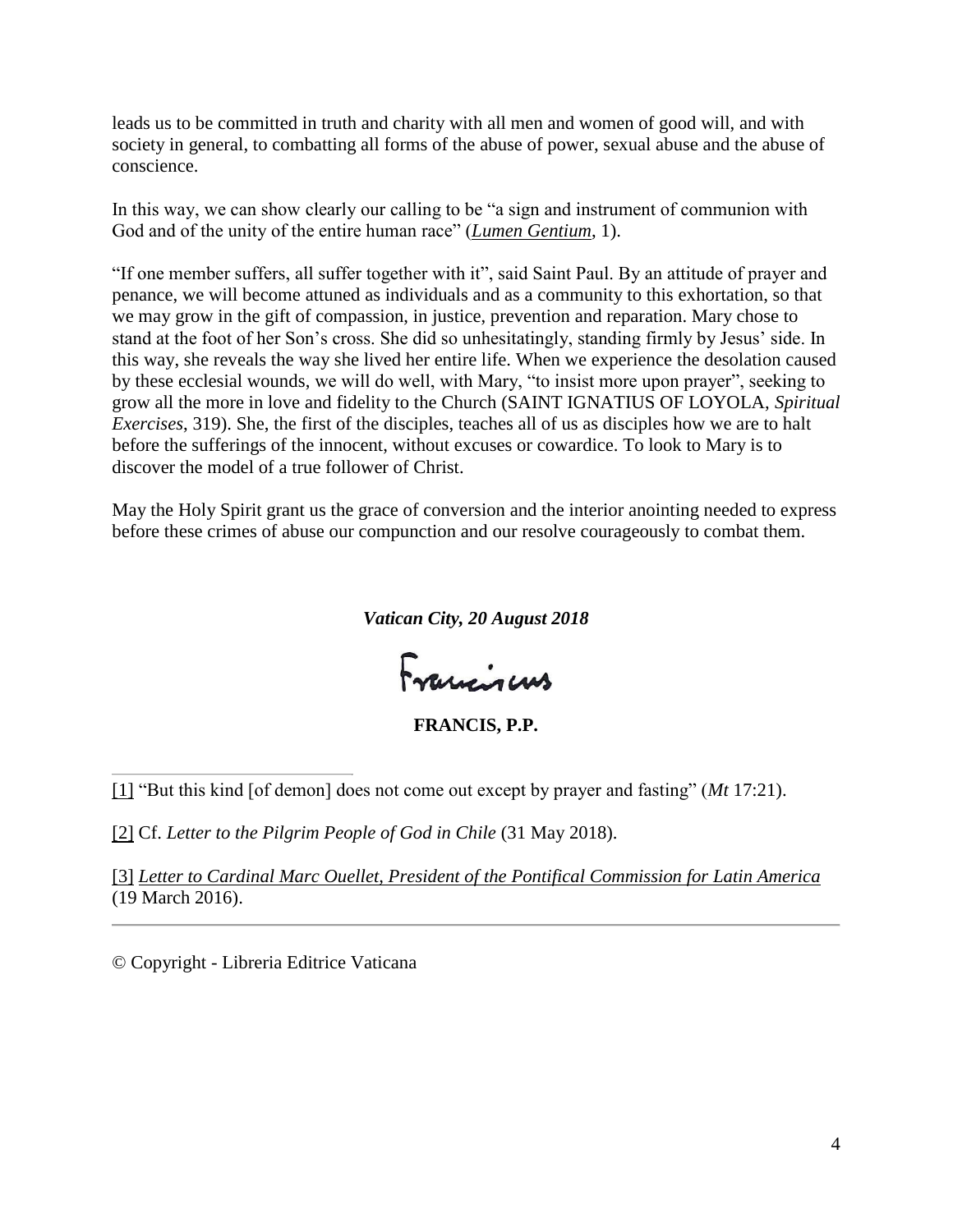leads us to be committed in truth and charity with all men and women of good will, and with society in general, to combatting all forms of the abuse of power, sexual abuse and the abuse of conscience.

In this way, we can show clearly our calling to be "a sign and instrument of communion with God and of the unity of the entire human race" (*Lumen Gentium*, 1).

"If one member suffers, all suffer together with it", said Saint Paul. By an attitude of prayer and penance, we will become attuned as individuals and as a community to this exhortation, so that we may grow in the gift of compassion, in justice, prevention and reparation. Mary chose to stand at the foot of her Son's cross. She did so unhesitatingly, standing firmly by Jesus' side. In this way, she reveals the way she lived her entire life. When we experience the desolation caused by these ecclesial wounds, we will do well, with Mary, "to insist more upon prayer", seeking to grow all the more in love and fidelity to the Church (SAINT IGNATIUS OF LOYOLA, *Spiritual Exercises*, 319). She, the first of the disciples, teaches all of us as disciples how we are to halt before the sufferings of the innocent, without excuses or cowardice. To look to Mary is to discover the model of a true follower of Christ.

May the Holy Spirit grant us the grace of conversion and the interior anointing needed to express before these crimes of abuse our compunction and our resolve courageously to combat them.

***Vatican City, 20 August 2018***

Franciscus

**FRANCIS, P.P.**

---

[1] "But this kind [of demon] does not come out except by prayer and fasting" (*Mt* 17:21).

[2] Cf. *Letter to the Pilgrim People of God in Chile* (31 May 2018).

[3] *Letter to Cardinal Marc Ouellet, President of the Pontifical Commission for Latin America* (19 March 2016).

---

© Copyright - Libreria Editrice Vaticana